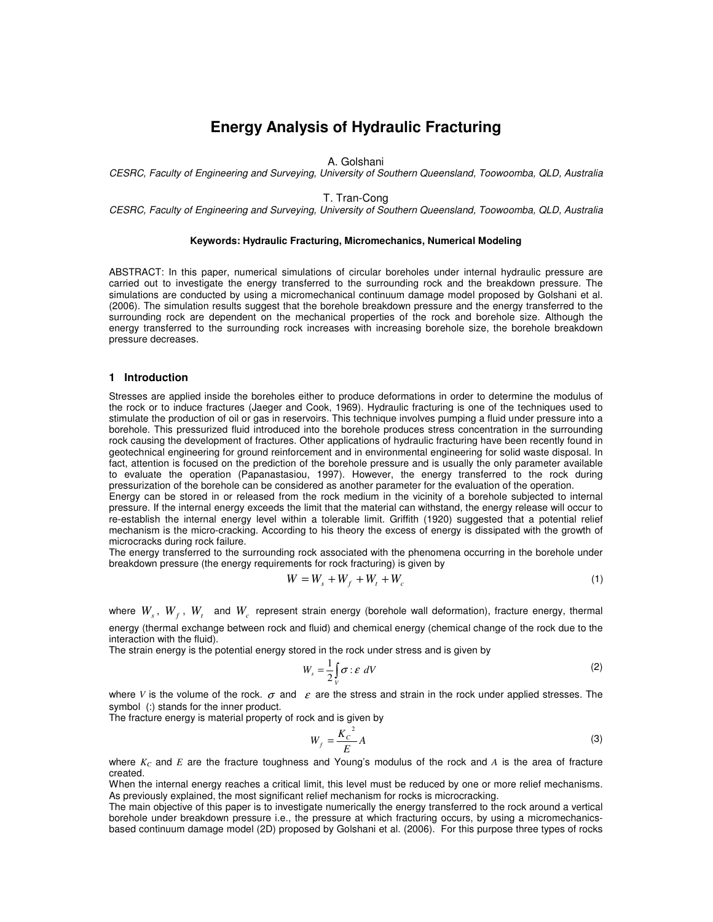# Energy Analysis of Hydraulic Fracturing

A. Golshani

*CESRC, Faculty of Engineering and Surveying, University of Southern Queensland, Toowoomba, QLD, Australia*

T. Tran-Cong

*CESRC, Faculty of Engineering and Surveying, University of Southern Queensland, Toowoomba, QLD, Australia*

**Keywords: Hydraulic Fracturing, Micromechanics, Numerical Modeling**

ABSTRACT: In this paper, numerical simulations of circular boreholes under internal hydraulic pressure are carried out to investigate the energy transferred to the surrounding rock and the breakdown pressure. The simulations are conducted by using a micromechanical continuum damage model proposed by Golshani et al. (2006). The simulation results suggest that the borehole breakdown pressure and the energy transferred to the surrounding rock are dependent on the mechanical properties of the rock and borehole size. Although the energy transferred to the surrounding rock increases with increasing borehole size, the borehole breakdown pressure decreases.

## 1 Introduction

Stresses are applied inside the boreholes either to produce deformations in order to determine the modulus of the rock or to induce fractures (Jaeger and Cook, 1969). Hydraulic fracturing is one of the techniques used to stimulate the production of oil or gas in reservoirs. This technique involves pumping a fluid under pressure into a borehole. This pressurized fluid introduced into the borehole produces stress concentration in the surrounding rock causing the development of fractures. Other applications of hydraulic fracturing have been recently found in geotechnical engineering for ground reinforcement and in environmental engineering for solid waste disposal. In fact, attention is focused on the prediction of the borehole pressure and is usually the only parameter available to evaluate the operation (Papanastasiou, 1997). However, the energy transferred to the rock during pressurization of the borehole can be considered as another parameter for the evaluation of the operation.

Energy can be stored in or released from the rock medium in the vicinity of a borehole subjected to internal pressure. If the internal energy exceeds the limit that the material can withstand, the energy release will occur to re-establish the internal energy level within a tolerable limit. Griffith (1920) suggested that a potential relief mechanism is the micro-cracking. According to his theory the excess of energy is dissipated with the growth of microcracks during rock failure.

The energy transferred to the surrounding rock associated with the phenomena occurring in the borehole under breakdown pressure (the energy requirements for rock fracturing) is given by

$$W = W_s + W_f + W_t + W_c \tag{1}$$

where $W_s$, $W_f$, $W_t$ and $W_c$ represent strain energy (borehole wall deformation), fracture energy, thermal energy (thermal exchange between rock and fluid) and chemical energy (chemical change of the rock due to the interaction with the fluid).

The strain energy is the potential energy stored in the rock under stress and is given by

$$W_s = \frac{1}{2}\int_V \sigma : \varepsilon \; dV \tag{2}$$

where $V$ is the volume of the rock. $\sigma$ and $\varepsilon$ are the stress and strain in the rock under applied stresses. The symbol (:) stands for the inner product.

The fracture energy is material property of rock and is given by

$$W_f = \frac{K_C^{\,2}}{E} A \tag{3}$$

where $K_C$ and $E$ are the fracture toughness and Young's modulus of the rock and $A$ is the area of fracture created.

When the internal energy reaches a critical limit, this level must be reduced by one or more relief mechanisms. As previously explained, the most significant relief mechanism for rocks is microcracking.

The main objective of this paper is to investigate numerically the energy transferred to the rock around a vertical borehole under breakdown pressure i.e., the pressure at which fracturing occurs, by using a micromechanics-based continuum damage model (2D) proposed by Golshani et al. (2006). For this purpose three types of rocks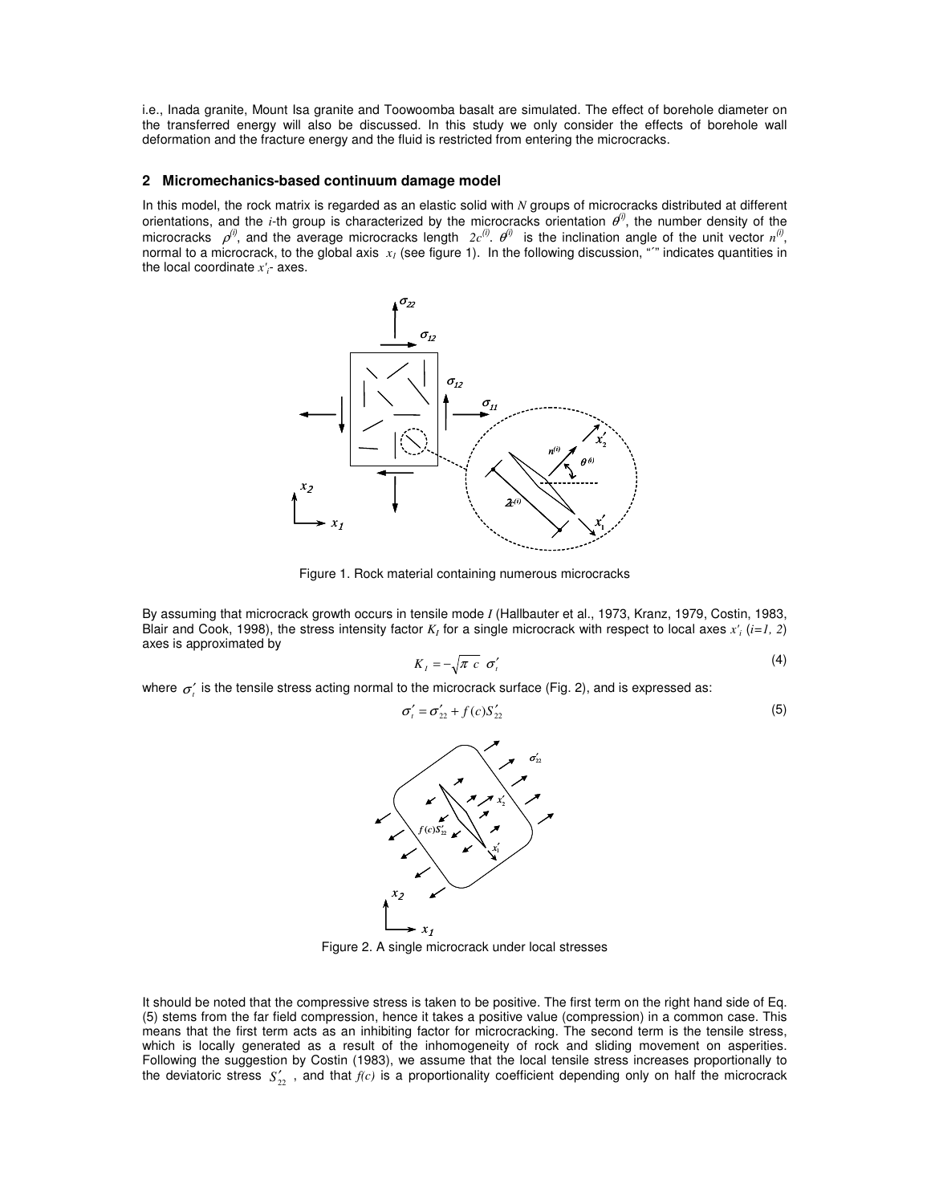i.e., Inada granite, Mount Isa granite and Toowoomba basalt are simulated. The effect of borehole diameter on the transferred energy will also be discussed. In this study we only consider the effects of borehole wall deformation and the fracture energy and the fluid is restricted from entering the microcracks.

## 2 Micromechanics-based continuum damage model

In this model, the rock matrix is regarded as an elastic solid with $N$ groups of microcracks distributed at different orientations, and the $i$-th group is characterized by the microcracks orientation $\theta^{(i)}$, the number density of the microcracks $\rho^{(i)}$, and the average microcracks length $2c^{(i)}$. $\theta^{(i)}$ is the inclination angle of the unit vector $n^{(i)}$, normal to a microcrack, to the global axis $x_1$ (see figure 1). In the following discussion, "′" indicates quantities in the local coordinate $x'_i$- axes.

$\sigma_{22}$

$\sigma_{12}$

$\sigma_{12}$

$\sigma_{11}$

$x'_2$

$n^{(i)}$

$\theta^{(i)}$

$2c^{(i)}$

$x'_1$

$x_2$

$x_1$

Figure 1. Rock material containing numerous microcracks

By assuming that microcrack growth occurs in tensile mode $I$ (Hallbauter et al., 1973, Kranz, 1979, Costin, 1983, Blair and Cook, 1998), the stress intensity factor $K_I$ for a single microcrack with respect to local axes $x'_i$ ($i=1, 2$) axes is approximated by

$$K_I = -\sqrt{\pi\ c}\ \ \sigma'_t \tag{4}$$

where $\sigma'_t$ is the tensile stress acting normal to the microcrack surface (Fig. 2), and is expressed as:

$$\sigma'_t = \sigma'_{22} + f(c)S'_{22} \tag{5}$$

$\sigma'_{22}$

$x'_2$

$f(c)S'_{22}$

$x'_1$

$x_2$

$x_1$

Figure 2. A single microcrack under local stresses

It should be noted that the compressive stress is taken to be positive. The first term on the right hand side of Eq. (5) stems from the far field compression, hence it takes a positive value (compression) in a common case. This means that the first term acts as an inhibiting factor for microcracking. The second term is the tensile stress, which is locally generated as a result of the inhomogeneity of rock and sliding movement on asperities. Following the suggestion by Costin (1983), we assume that the local tensile stress increases proportionally to the deviatoric stress $S'_{22}$, and that $f(c)$ is a proportionality coefficient depending only on half the microcrack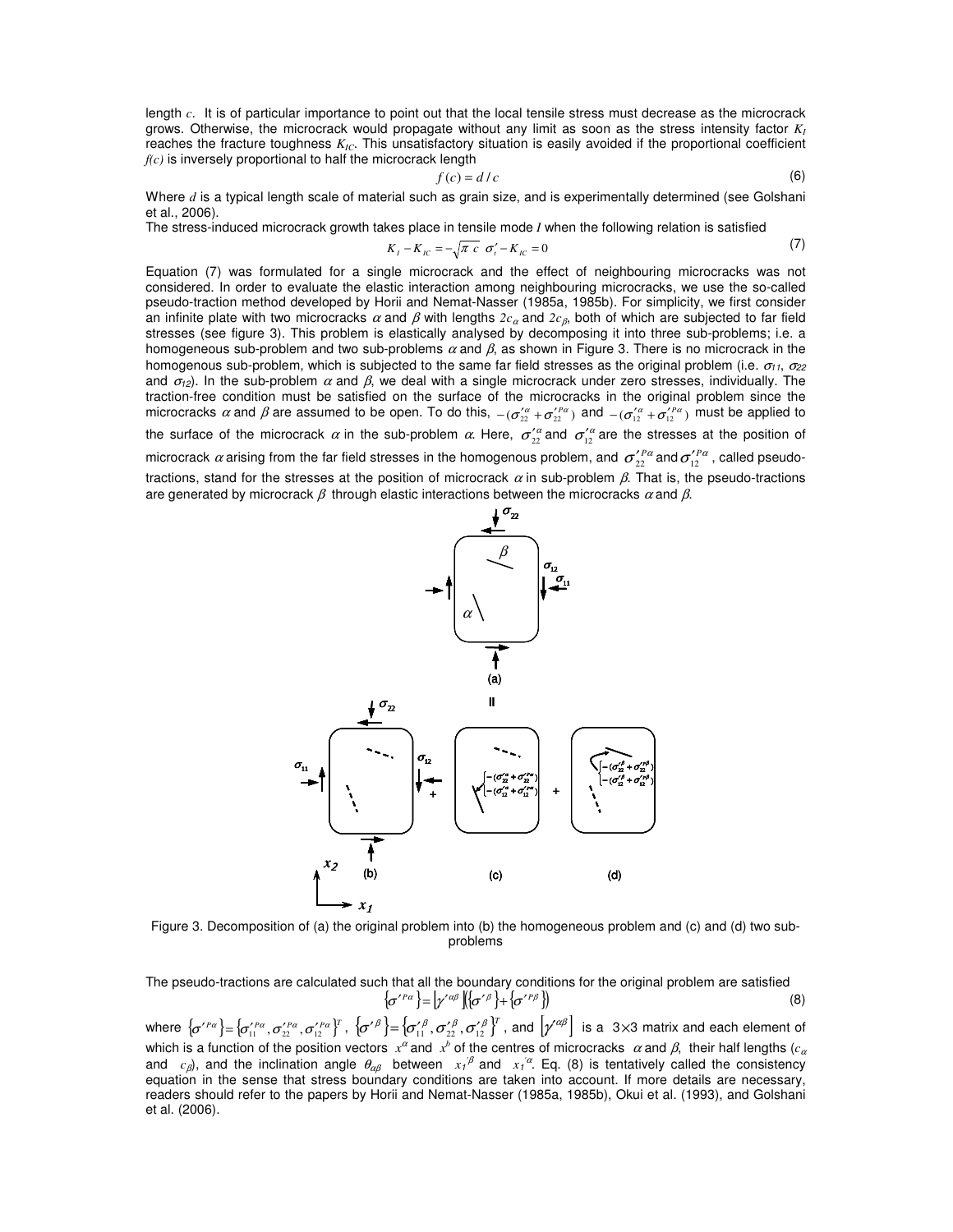length $c$. It is of particular importance to point out that the local tensile stress must decrease as the microcrack grows. Otherwise, the microcrack would propagate without any limit as soon as the stress intensity factor $K_I$ reaches the fracture toughness $K_{IC}$. This unsatisfactory situation is easily avoided if the proportional coefficient $f(c)$ is inversely proportional to half the microcrack length

$$f(c) = d/c \tag{6}$$

Where $d$ is a typical length scale of material such as grain size, and is experimentally determined (see Golshani et al., 2006).

The stress-induced microcrack growth takes place in tensile mode $I$ when the following relation is satisfied

$$K_I - K_{IC} = -\sqrt{\pi\ c}\ \ \sigma_t' - K_{IC} = 0 \tag{7}$$

Equation (7) was formulated for a single microcrack and the effect of neighbouring microcracks was not considered. In order to evaluate the elastic interaction among neighbouring microcracks, we use the so-called pseudo-traction method developed by Horii and Nemat-Nasser (1985a, 1985b). For simplicity, we first consider an infinite plate with two microcracks $\alpha$ and $\beta$ with lengths $2c_\alpha$ and $2c_\beta$, both of which are subjected to far field stresses (see figure 3). This problem is elastically analysed by decomposing it into three sub-problems; i.e. a homogeneous sub-problem and two sub-problems $\alpha$ and $\beta$, as shown in Figure 3. There is no microcrack in the homogenous sub-problem, which is subjected to the same far field stresses as the original problem (i.e. $\sigma_{11}$, $\sigma_{22}$ and $\sigma_{12}$). In the sub-problem $\alpha$ and $\beta$, we deal with a single microcrack under zero stresses, individually. The traction-free condition must be satisfied on the surface of the microcracks in the original problem since the microcracks $\alpha$ and $\beta$ are assumed to be open. To do this, $-(\sigma_{22}'^{\alpha} + \sigma_{22}'^{P\alpha})$ and $-(\sigma_{12}'^{\alpha} + \sigma_{12}'^{P\alpha})$ must be applied to the surface of the microcrack $\alpha$ in the sub-problem $\alpha$. Here, $\sigma_{22}'^{\alpha}$ and $\sigma_{12}'^{\alpha}$ are the stresses at the position of microcrack $\alpha$ arising from the far field stresses in the homogenous problem, and $\sigma_{22}'^{P\alpha}$ and $\sigma_{12}'^{P\alpha}$, called pseudo-tractions, stand for the stresses at the position of microcrack $\alpha$ in sub-problem $\beta$. That is, the pseudo-tractions are generated by microcrack $\beta$ through elastic interactions between the microcracks $\alpha$ and $\beta$.

Figure 3. Decomposition of (a) the original problem into (b) the homogeneous problem and (c) and (d) two sub-problems

The pseudo-tractions are calculated such that all the boundary conditions for the original problem are satisfied

$$\{\sigma'^{P\alpha}\} = [\gamma'^{\alpha\beta}](\{\sigma'^{\beta}\} + \{\sigma'^{P\beta}\}) \tag{8}$$

where $\{\sigma'^{P\alpha}\} = \{\sigma_{11}'^{P\alpha}, \sigma_{22}'^{P\alpha}, \sigma_{12}'^{P\alpha}\}^T$, $\{\sigma'^{\beta}\} = \{\sigma_{11}'^{\beta}, \sigma_{22}'^{\beta}, \sigma_{12}'^{\beta}\}^T$, and $[\gamma'^{\alpha\beta}]$ is a $3\times3$ matrix and each element of which is a function of the position vectors $x^\alpha$ and $x^b$ of the centres of microcracks $\alpha$ and $\beta$, their half lengths ($c_\alpha$ and $c_\beta$), and the inclination angle $\theta_{\alpha\beta}$ between $x_1'^{\beta}$ and $x_1'^{\alpha}$. Eq. (8) is tentatively called the consistency equation in the sense that stress boundary conditions are taken into account. If more details are necessary, readers should refer to the papers by Horii and Nemat-Nasser (1985a, 1985b), Okui et al. (1993), and Golshani et al. (2006).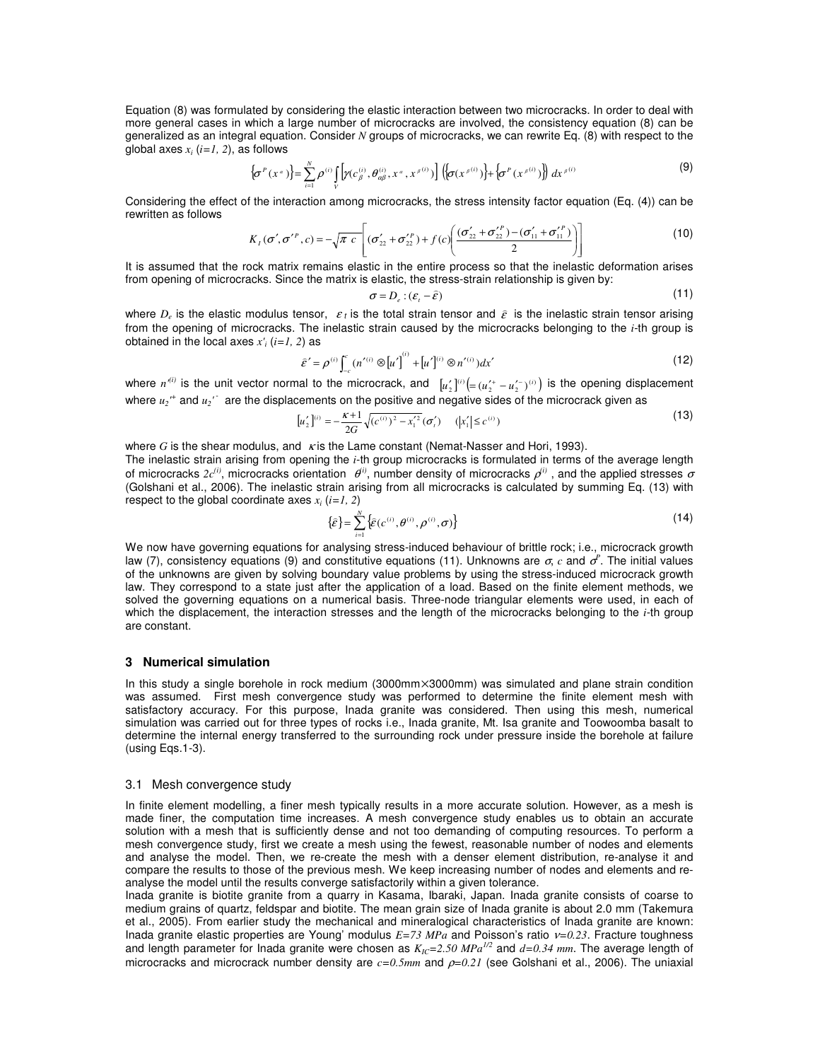Equation (8) was formulated by considering the elastic interaction between two microcracks. In order to deal with more general cases in which a large number of microcracks are involved, the consistency equation (8) can be generalized as an integral equation. Consider $N$ groups of microcracks, we can rewrite Eq. (8) with respect to the global axes $x_i$ ($i=1, 2$), as follows

$$\left\{\sigma^{P}(x^{\alpha})\right\}=\sum_{i=1}^{N}\rho^{(i)}\int_{V}\left[\gamma(c_{\beta}^{(i)},\theta_{\alpha\beta}^{(i)},x^{\alpha},x^{\beta(i)})\right]\left(\left\{\sigma(x^{\beta(i)})\right\}+\left\{\sigma^{P}(x^{\beta(i)})\right\}\right)dx^{\beta(i)} \tag{9}$$

Considering the effect of the interaction among microcracks, the stress intensity factor equation (Eq. (4)) can be rewritten as follows

$$K_{I}(\sigma',\sigma'^{P},c)=-\sqrt{\pi\ c}\left[(\sigma_{22}'+\sigma_{22}'^{P})+f(c)\left(\frac{(\sigma_{22}'+\sigma_{22}'^{P})-(\sigma_{11}'+\sigma_{11}'^{P})}{2}\right)\right] \tag{10}$$

It is assumed that the rock matrix remains elastic in the entire process so that the inelastic deformation arises from opening of microcracks. Since the matrix is elastic, the stress-strain relationship is given by:

$$\sigma=D_{e}:(\varepsilon_{t}-\bar{\varepsilon}) \tag{11}$$

where $D_e$ is the elastic modulus tensor, $\varepsilon_t$ is the total strain tensor and $\bar{\varepsilon}$ is the inelastic strain tensor arising from the opening of microcracks. The inelastic strain caused by the microcracks belonging to the $i$-th group is obtained in the local axes $x'_i$ ($i=1, 2$) as

$$\bar{\varepsilon}'=\rho^{(i)}\int_{-c}^{c}(n'^{(i)}\otimes[u']^{(i)}+[u']^{(i)}\otimes n'^{(i)})dx' \tag{12}$$

where $n'^{(i)}$ is the unit vector normal to the microcrack, and $[u_2']^{(i)}\left(=(u_2'^{+}-u_2'^{-})^{(i)}\right)$ is the opening displacement where $u_2'^{+}$ and $u_2'^{-}$ are the displacements on the positive and negative sides of the microcrack given as

$$[u_2']^{(i)}=-\frac{\kappa+1}{2G}\sqrt{(c^{(i)})^{2}-x_1'^{2}}\,(\sigma_i')\qquad (|x_1'|\le c^{(i)}) \tag{13}$$

where $G$ is the shear modulus, and $\kappa$ is the Lame constant (Nemat-Nasser and Hori, 1993).

The inelastic strain arising from opening the $i$-th group microcracks is formulated in terms of the average length of microcracks $2c^{(i)}$, microcracks orientation $\theta^{(i)}$, number density of microcracks $\rho^{(i)}$, and the applied stresses $\sigma$ (Golshani et al., 2006). The inelastic strain arising from all microcracks is calculated by summing Eq. (13) with respect to the global coordinate axes $x_i$ ($i=1, 2$)

$$\{\bar{\varepsilon}\}=\sum_{i=1}^{N}\left\{\bar{\varepsilon}(c^{(i)},\theta^{(i)},\rho^{(i)},\sigma)\right\} \tag{14}$$

We now have governing equations for analysing stress-induced behaviour of brittle rock; i.e., microcrack growth law (7), consistency equations (9) and constitutive equations (11). Unknowns are $\sigma$, $c$ and $\sigma^{P}$. The initial values of the unknowns are given by solving boundary value problems by using the stress-induced microcrack growth law. They correspond to a state just after the application of a load. Based on the finite element methods, we solved the governing equations on a numerical basis. Three-node triangular elements were used, in each of which the displacement, the interaction stresses and the length of the microcracks belonging to the $i$-th group are constant.

## 3 Numerical simulation

In this study a single borehole in rock medium (3000mm×3000mm) was simulated and plane strain condition was assumed. First mesh convergence study was performed to determine the finite element mesh with satisfactory accuracy. For this purpose, Inada granite was considered. Then using this mesh, numerical simulation was carried out for three types of rocks i.e., Inada granite, Mt. Isa granite and Toowoomba basalt to determine the internal energy transferred to the surrounding rock under pressure inside the borehole at failure (using Eqs.1-3).

### 3.1 Mesh convergence study

In finite element modelling, a finer mesh typically results in a more accurate solution. However, as a mesh is made finer, the computation time increases. A mesh convergence study enables us to obtain an accurate solution with a mesh that is sufficiently dense and not too demanding of computing resources. To perform a mesh convergence study, first we create a mesh using the fewest, reasonable number of nodes and elements and analyse the model. Then, we re-create the mesh with a denser element distribution, re-analyse it and compare the results to those of the previous mesh. We keep increasing number of nodes and elements and re-analyse the model until the results converge satisfactorily within a given tolerance.

Inada granite is biotite granite from a quarry in Kasama, Ibaraki, Japan. Inada granite consists of coarse to medium grains of quartz, feldspar and biotite. The mean grain size of Inada granite is about 2.0 mm (Takemura et al., 2005). From earlier study the mechanical and mineralogical characteristics of Inada granite are known: Inada granite elastic properties are Young' modulus $E=73\ MPa$ and Poisson's ratio $\nu=0.23$. Fracture toughness and length parameter for Inada granite were chosen as $K_{IC}=2.50\ MPa^{1/2}$ and $d=0.34\ mm$. The average length of microcracks and microcrack number density are $c=0.5mm$ and $\rho=0.21$ (see Golshani et al., 2006). The uniaxial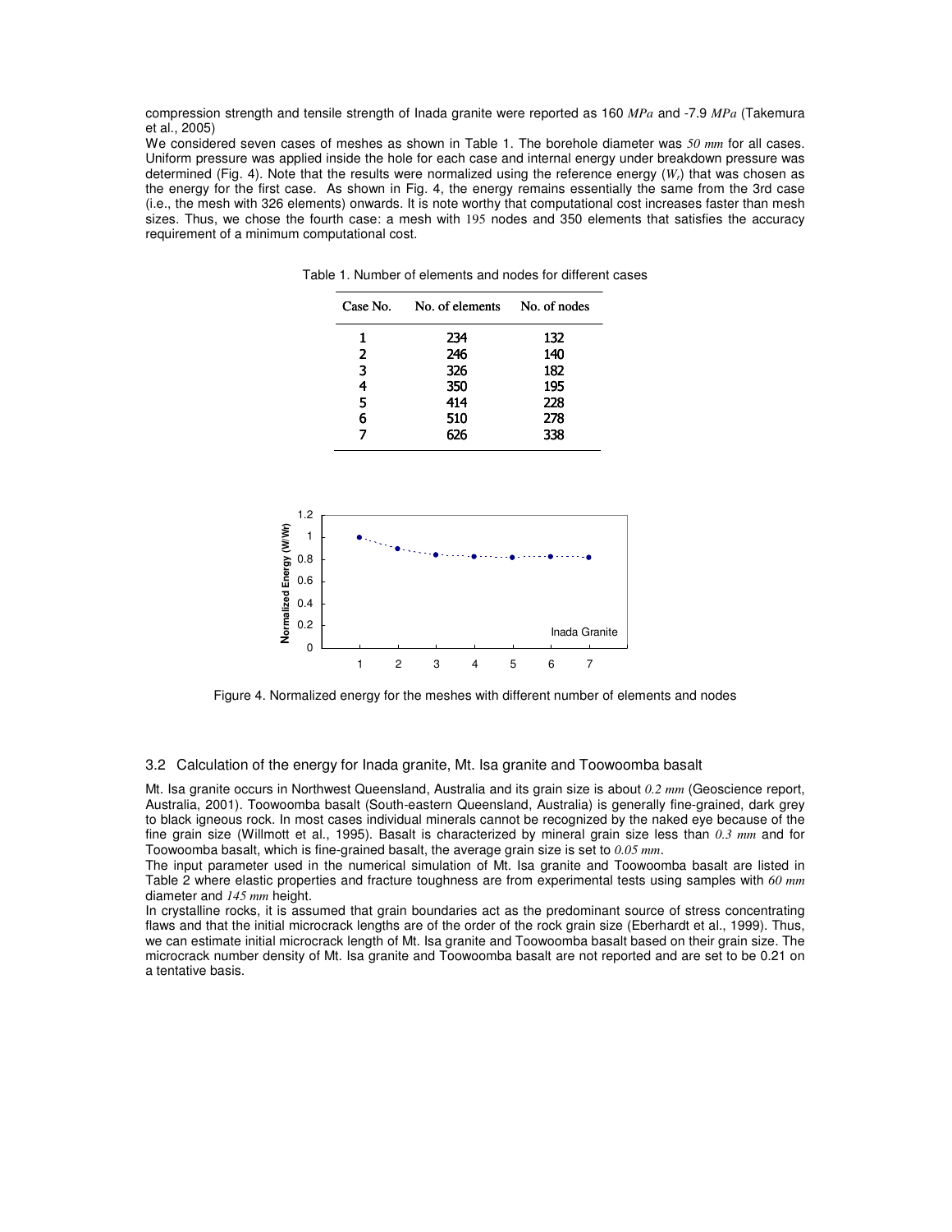compression strength and tensile strength of Inada granite were reported as 160 *MPa* and -7.9 *MPa* (Takemura et al., 2005)

We considered seven cases of meshes as shown in Table 1. The borehole diameter was *50 mm* for all cases. Uniform pressure was applied inside the hole for each case and internal energy under breakdown pressure was determined (Fig. 4). Note that the results were normalized using the reference energy ($W_r$) that was chosen as the energy for the first case. As shown in Fig. 4, the energy remains essentially the same from the 3rd case (i.e., the mesh with 326 elements) onwards. It is note worthy that computational cost increases faster than mesh sizes. Thus, we chose the fourth case: a mesh with 195 nodes and 350 elements that satisfies the accuracy requirement of a minimum computational cost.

Table 1. Number of elements and nodes for different cases

| Case No. | No. of elements | No. of nodes |
|---|---|---|
| 1 | 234 | 132 |
| 2 | 246 | 140 |
| 3 | 326 | 182 |
| 4 | 350 | 195 |
| 5 | 414 | 228 |
| 6 | 510 | 278 |
| 7 | 626 | 338 |

Normalized Energy (W/Wr)

1.2
1
0.8
0.6
0.4
0.2
0

1 2 3 4 5 6 7

Inada Granite

Figure 4. Normalized energy for the meshes with different number of elements and nodes

### 3.2 Calculation of the energy for Inada granite, Mt. Isa granite and Toowoomba basalt

Mt. Isa granite occurs in Northwest Queensland, Australia and its grain size is about *0.2 mm* (Geoscience report, Australia, 2001). Toowoomba basalt (South-eastern Queensland, Australia) is generally fine-grained, dark grey to black igneous rock. In most cases individual minerals cannot be recognized by the naked eye because of the fine grain size (Willmott et al., 1995). Basalt is characterized by mineral grain size less than *0.3 mm* and for Toowoomba basalt, which is fine-grained basalt, the average grain size is set to *0.05 mm*.

The input parameter used in the numerical simulation of Mt. Isa granite and Toowoomba basalt are listed in Table 2 where elastic properties and fracture toughness are from experimental tests using samples with *60 mm* diameter and *145 mm* height.

In crystalline rocks, it is assumed that grain boundaries act as the predominant source of stress concentrating flaws and that the initial microcrack lengths are of the order of the rock grain size (Eberhardt et al., 1999). Thus, we can estimate initial microcrack length of Mt. Isa granite and Toowoomba basalt based on their grain size. The microcrack number density of Mt. Isa granite and Toowoomba basalt are not reported and are set to be 0.21 on a tentative basis.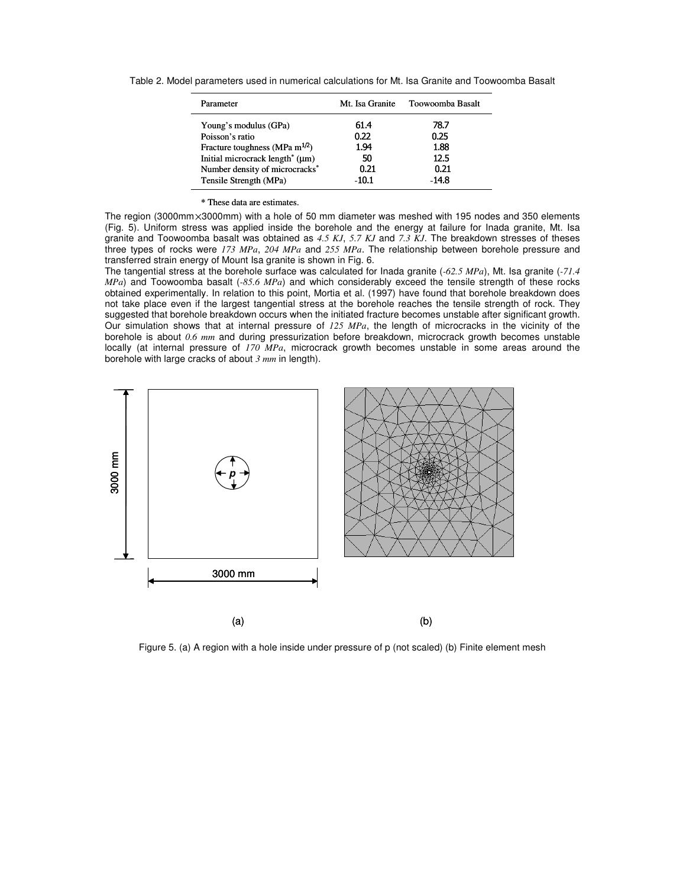Table 2. Model parameters used in numerical calculations for Mt. Isa Granite and Toowoomba Basalt

| Parameter | Mt. Isa Granite | Toowoomba Basalt |
|---|---|---|
| Young's modulus (GPa) | 61.4 | 78.7 |
| Poisson's ratio | 0.22 | 0.25 |
| Fracture toughness (MPa $m^{1/2}$) | 1.94 | 1.88 |
| Initial microcrack length* (μm) | 50 | 12.5 |
| Number density of microcracks* | 0.21 | 0.21 |
| Tensile Strength (MPa) | -10.1 | -14.8 |

\* These data are estimates.

The region (3000mm×3000mm) with a hole of 50 mm diameter was meshed with 195 nodes and 350 elements (Fig. 5). Uniform stress was applied inside the borehole and the energy at failure for Inada granite, Mt. Isa granite and Toowoomba basalt was obtained as *4.5 KJ*, *5.7 KJ* and *7.3 KJ*. The breakdown stresses of theses three types of rocks were *173 MPa*, *204 MPa* and *255 MPa*. The relationship between borehole pressure and transferred strain energy of Mount Isa granite is shown in Fig. 6.

The tangential stress at the borehole surface was calculated for Inada granite (*-62.5 MPa*), Mt. Isa granite (*-71.4 MPa*) and Toowoomba basalt (*-85.6 MPa*) and which considerably exceed the tensile strength of these rocks obtained experimentally. In relation to this point, Mortia et al. (1997) have found that borehole breakdown does not take place even if the largest tangential stress at the borehole reaches the tensile strength of rock. They suggested that borehole breakdown occurs when the initiated fracture becomes unstable after significant growth. Our simulation shows that at internal pressure of *125 MPa*, the length of microcracks in the vicinity of the borehole is about *0.6 mm* and during pressurization before breakdown, microcrack growth becomes unstable locally (at internal pressure of *170 MPa*, microcrack growth becomes unstable in some areas around the borehole with large cracks of about *3 mm* in length).

3000 mm

3000 mm

p

(a)

(b)

Figure 5. (a) A region with a hole inside under pressure of p (not scaled) (b) Finite element mesh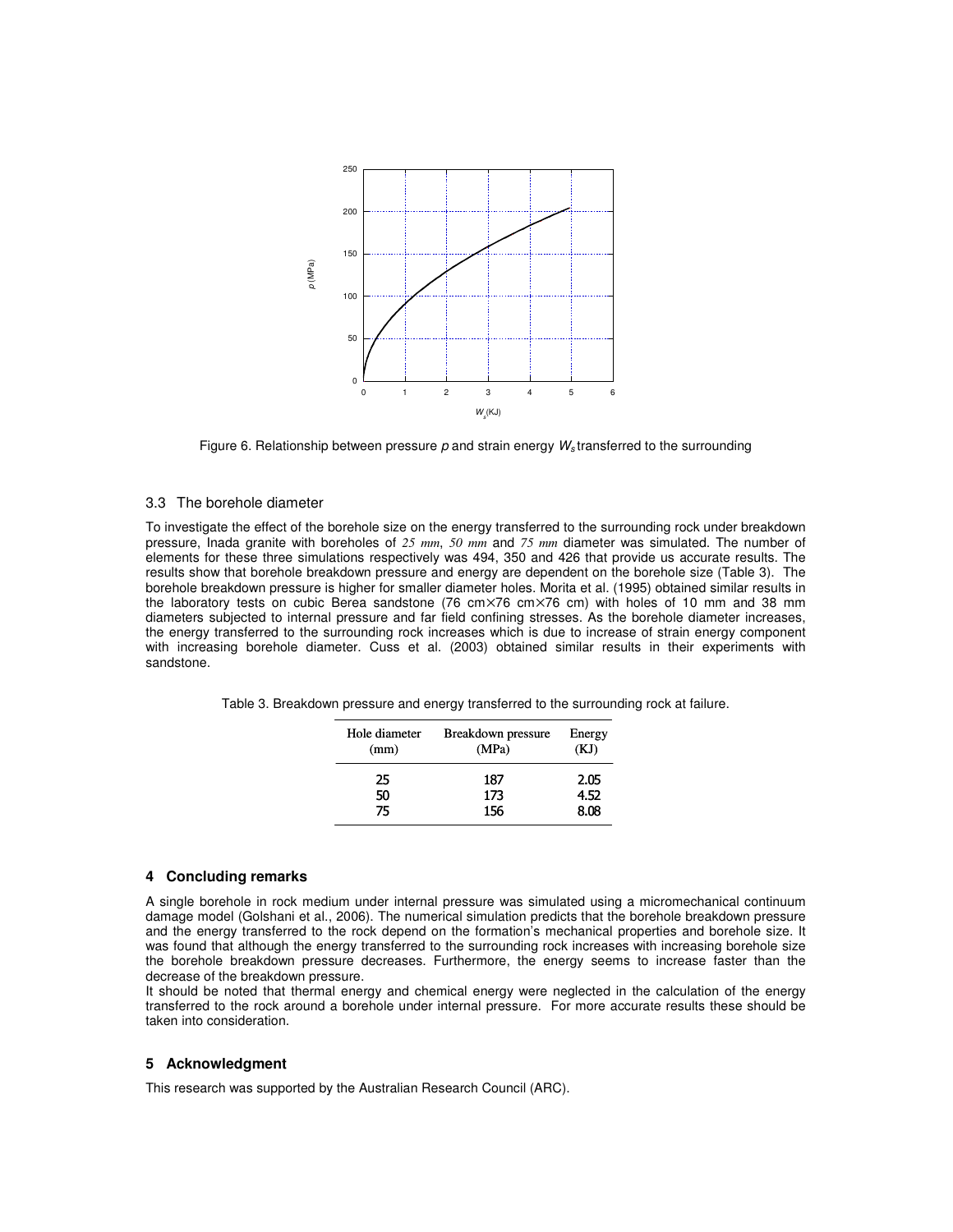250

200

150

100

50

0

0 1 2 3 4 5 6

$p$ (MPa)

$W_s$(KJ)

Figure 6. Relationship between pressure $p$ and strain energy $W_s$ transferred to the surrounding

### 3.3 The borehole diameter

To investigate the effect of the borehole size on the energy transferred to the surrounding rock under breakdown pressure, Inada granite with boreholes of *25 mm*, *50 mm* and *75 mm* diameter was simulated. The number of elements for these three simulations respectively was 494, 350 and 426 that provide us accurate results. The results show that borehole breakdown pressure and energy are dependent on the borehole size (Table 3). The borehole breakdown pressure is higher for smaller diameter holes. Morita et al. (1995) obtained similar results in the laboratory tests on cubic Berea sandstone (76 cm×76 cm×76 cm) with holes of 10 mm and 38 mm diameters subjected to internal pressure and far field confining stresses. As the borehole diameter increases, the energy transferred to the surrounding rock increases which is due to increase of strain energy component with increasing borehole diameter. Cuss et al. (2003) obtained similar results in their experiments with sandstone.

Table 3. Breakdown pressure and energy transferred to the surrounding rock at failure.

| Hole diameter (mm) | Breakdown pressure (MPa) | Energy (KJ) |
|---|---|---|
| 25 | 187 | 2.05 |
| 50 | 173 | 4.52 |
| 75 | 156 | 8.08 |

## 4 Concluding remarks

A single borehole in rock medium under internal pressure was simulated using a micromechanical continuum damage model (Golshani et al., 2006). The numerical simulation predicts that the borehole breakdown pressure and the energy transferred to the rock depend on the formation's mechanical properties and borehole size. It was found that although the energy transferred to the surrounding rock increases with increasing borehole size the borehole breakdown pressure decreases. Furthermore, the energy seems to increase faster than the decrease of the breakdown pressure.

It should be noted that thermal energy and chemical energy were neglected in the calculation of the energy transferred to the rock around a borehole under internal pressure. For more accurate results these should be taken into consideration.

## 5 Acknowledgment

This research was supported by the Australian Research Council (ARC).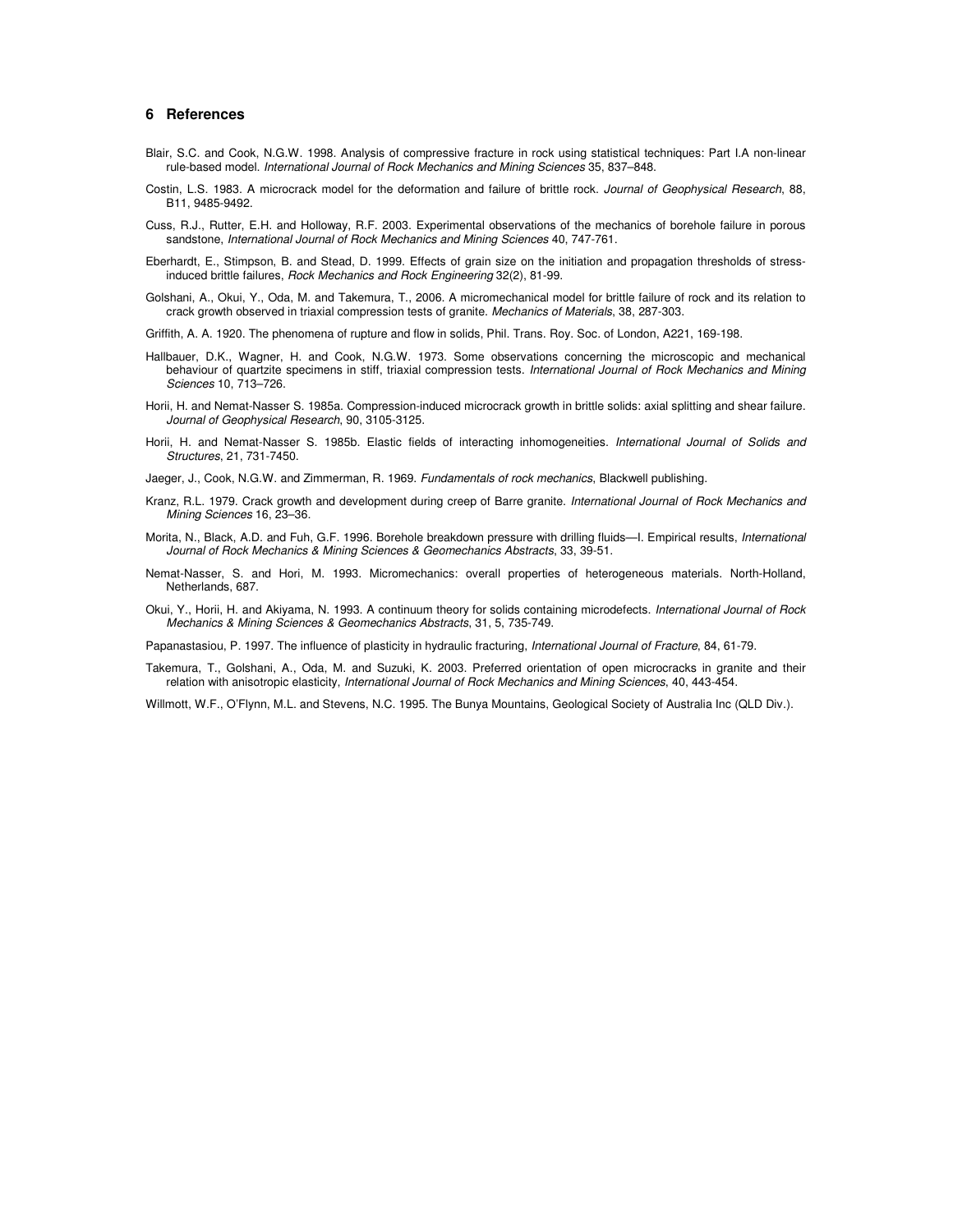## 6 References

Blair, S.C. and Cook, N.G.W. 1998. Analysis of compressive fracture in rock using statistical techniques: Part I.A non-linear rule-based model. *International Journal of Rock Mechanics and Mining Sciences* 35, 837–848.

Costin, L.S. 1983. A microcrack model for the deformation and failure of brittle rock. *Journal of Geophysical Research*, 88, B11, 9485-9492.

Cuss, R.J., Rutter, E.H. and Holloway, R.F. 2003. Experimental observations of the mechanics of borehole failure in porous sandstone, *International Journal of Rock Mechanics and Mining Sciences* 40, 747-761.

Eberhardt, E., Stimpson, B. and Stead, D. 1999. Effects of grain size on the initiation and propagation thresholds of stress-induced brittle failures, *Rock Mechanics and Rock Engineering* 32(2), 81-99.

Golshani, A., Okui, Y., Oda, M. and Takemura, T., 2006. A micromechanical model for brittle failure of rock and its relation to crack growth observed in triaxial compression tests of granite. *Mechanics of Materials*, 38, 287-303.

Griffith, A. A. 1920. The phenomena of rupture and flow in solids, Phil. Trans. Roy. Soc. of London, A221, 169-198.

Hallbauer, D.K., Wagner, H. and Cook, N.G.W. 1973. Some observations concerning the microscopic and mechanical behaviour of quartzite specimens in stiff, triaxial compression tests. *International Journal of Rock Mechanics and Mining Sciences* 10, 713–726.

Horii, H. and Nemat-Nasser S. 1985a. Compression-induced microcrack growth in brittle solids: axial splitting and shear failure. *Journal of Geophysical Research*, 90, 3105-3125.

Horii, H. and Nemat-Nasser S. 1985b. Elastic fields of interacting inhomogeneities. *International Journal of Solids and Structures*, 21, 731-7450.

Jaeger, J., Cook, N.G.W. and Zimmerman, R. 1969. *Fundamentals of rock mechanics*, Blackwell publishing.

Kranz, R.L. 1979. Crack growth and development during creep of Barre granite. *International Journal of Rock Mechanics and Mining Sciences* 16, 23–36.

Morita, N., Black, A.D. and Fuh, G.F. 1996. Borehole breakdown pressure with drilling fluids—I. Empirical results, *International Journal of Rock Mechanics & Mining Sciences & Geomechanics Abstracts*, 33, 39-51.

Nemat-Nasser, S. and Hori, M. 1993. Micromechanics: overall properties of heterogeneous materials. North-Holland, Netherlands, 687.

Okui, Y., Horii, H. and Akiyama, N. 1993. A continuum theory for solids containing microdefects. *International Journal of Rock Mechanics & Mining Sciences & Geomechanics Abstracts*, 31, 5, 735-749.

Papanastasiou, P. 1997. The influence of plasticity in hydraulic fracturing, *International Journal of Fracture*, 84, 61-79.

Takemura, T., Golshani, A., Oda, M. and Suzuki, K. 2003. Preferred orientation of open microcracks in granite and their relation with anisotropic elasticity, *International Journal of Rock Mechanics and Mining Sciences*, 40, 443-454.

Willmott, W.F., O'Flynn, M.L. and Stevens, N.C. 1995. The Bunya Mountains, Geological Society of Australia Inc (QLD Div.).